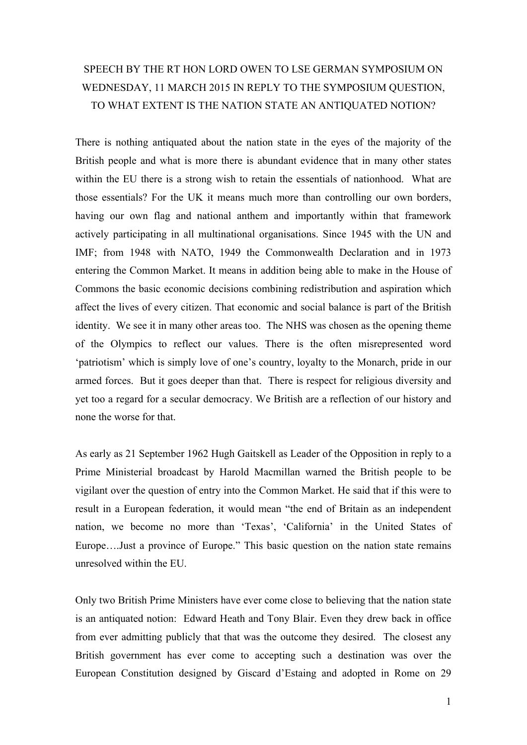# SPEECH BY THE RT HON LORD OWEN TO LSE GERMAN SYMPOSIUM ON WEDNESDAY, 11 MARCH 2015 IN REPLY TO THE SYMPOSIUM QUESTION, TO WHAT EXTENT IS THE NATION STATE AN ANTIQUATED NOTION?

There is nothing antiquated about the nation state in the eyes of the majority of the British people and what is more there is abundant evidence that in many other states within the EU there is a strong wish to retain the essentials of nationhood. What are those essentials? For the UK it means much more than controlling our own borders, having our own flag and national anthem and importantly within that framework actively participating in all multinational organisations. Since 1945 with the UN and IMF; from 1948 with NATO, 1949 the Commonwealth Declaration and in 1973 entering the Common Market. It means in addition being able to make in the House of Commons the basic economic decisions combining redistribution and aspiration which affect the lives of every citizen. That economic and social balance is part of the British identity. We see it in many other areas too. The NHS was chosen as the opening theme of the Olympics to reflect our values. There is the often misrepresented word 'patriotism' which is simply love of one's country, loyalty to the Monarch, pride in our armed forces. But it goes deeper than that. There is respect for religious diversity and yet too a regard for a secular democracy. We British are a reflection of our history and none the worse for that.

As early as 21 September 1962 Hugh Gaitskell as Leader of the Opposition in reply to a Prime Ministerial broadcast by Harold Macmillan warned the British people to be vigilant over the question of entry into the Common Market. He said that if this were to result in a European federation, it would mean "the end of Britain as an independent nation, we become no more than 'Texas', 'California' in the United States of Europe….Just a province of Europe." This basic question on the nation state remains unresolved within the EU.

Only two British Prime Ministers have ever come close to believing that the nation state is an antiquated notion: Edward Heath and Tony Blair. Even they drew back in office from ever admitting publicly that that was the outcome they desired. The closest any British government has ever come to accepting such a destination was over the European Constitution designed by Giscard d'Estaing and adopted in Rome on 29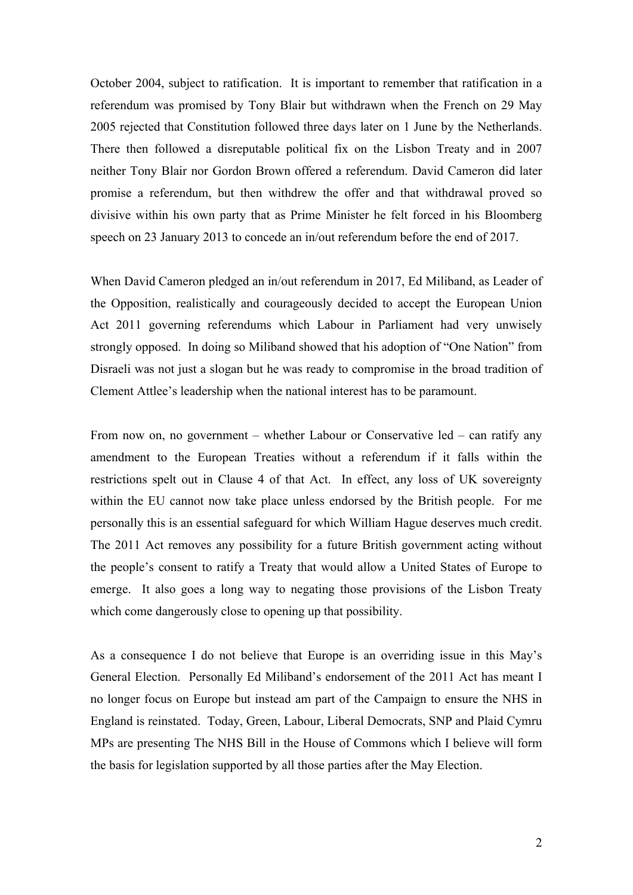October 2004, subject to ratification. It is important to remember that ratification in a referendum was promised by Tony Blair but withdrawn when the French on 29 May 2005 rejected that Constitution followed three days later on 1 June by the Netherlands. There then followed a disreputable political fix on the Lisbon Treaty and in 2007 neither Tony Blair nor Gordon Brown offered a referendum. David Cameron did later promise a referendum, but then withdrew the offer and that withdrawal proved so divisive within his own party that as Prime Minister he felt forced in his Bloomberg speech on 23 January 2013 to concede an in/out referendum before the end of 2017.

When David Cameron pledged an in/out referendum in 2017, Ed Miliband, as Leader of the Opposition, realistically and courageously decided to accept the European Union Act 2011 governing referendums which Labour in Parliament had very unwisely strongly opposed. In doing so Miliband showed that his adoption of "One Nation" from Disraeli was not just a slogan but he was ready to compromise in the broad tradition of Clement Attlee's leadership when the national interest has to be paramount.

From now on, no government – whether Labour or Conservative led – can ratify any amendment to the European Treaties without a referendum if it falls within the restrictions spelt out in Clause 4 of that Act. In effect, any loss of UK sovereignty within the EU cannot now take place unless endorsed by the British people. For me personally this is an essential safeguard for which William Hague deserves much credit. The 2011 Act removes any possibility for a future British government acting without the people's consent to ratify a Treaty that would allow a United States of Europe to emerge. It also goes a long way to negating those provisions of the Lisbon Treaty which come dangerously close to opening up that possibility.

As a consequence I do not believe that Europe is an overriding issue in this May's General Election. Personally Ed Miliband's endorsement of the 2011 Act has meant I no longer focus on Europe but instead am part of the Campaign to ensure the NHS in England is reinstated. Today, Green, Labour, Liberal Democrats, SNP and Plaid Cymru MPs are presenting The NHS Bill in the House of Commons which I believe will form the basis for legislation supported by all those parties after the May Election.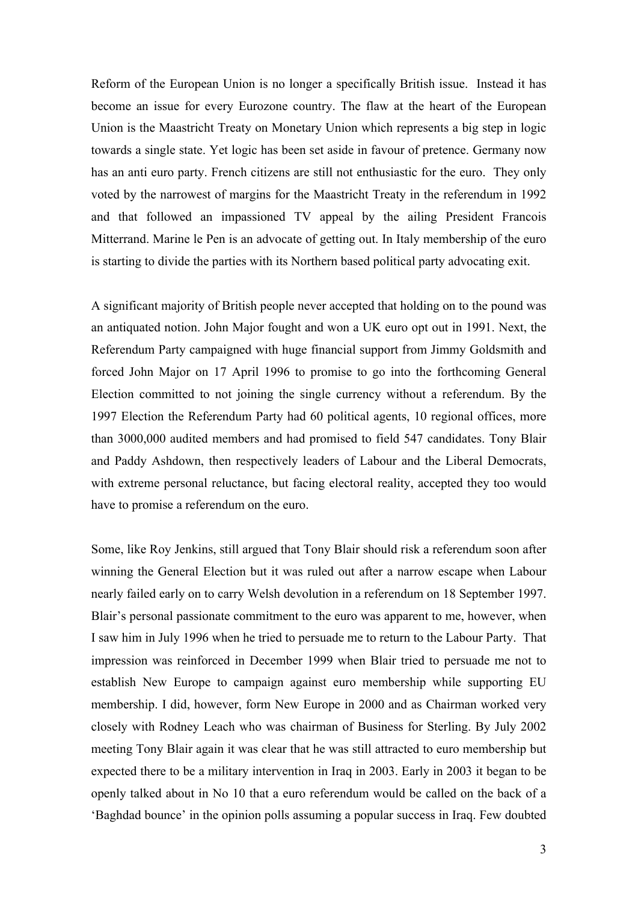Reform of the European Union is no longer a specifically British issue.  Instead it has become an issue for every Eurozone country. The flaw at the heart of the European Union is the Maastricht Treaty on Monetary Union which represents a big step in logic towards a single state. Yet logic has been set aside in favour of pretence. Germany now has an anti euro party. French citizens are still not enthusiastic for the euro.  They only voted by the narrowest of margins for the Maastricht Treaty in the referendum in 1992 and that followed an impassioned TV appeal by the ailing President Francois Mitterrand. Marine le Pen is an advocate of getting out. In Italy membership of the euro is starting to divide the parties with its Northern based political party advocating exit.

A significant majority of British people never accepted that holding on to the pound was an antiquated notion. John Major fought and won a UK euro opt out in 1991. Next, the Referendum Party campaigned with huge financial support from Jimmy Goldsmith and forced John Major on 17 April 1996 to promise to go into the forthcoming General Election committed to not joining the single currency without a referendum. By the 1997 Election the Referendum Party had 60 political agents, 10 regional offices, more than 3000,000 audited members and had promised to field 547 candidates. Tony Blair and Paddy Ashdown, then respectively leaders of Labour and the Liberal Democrats, with extreme personal reluctance, but facing electoral reality, accepted they too would have to promise a referendum on the euro.

Some, like Roy Jenkins, still argued that Tony Blair should risk a referendum soon after winning the General Election but it was ruled out after a narrow escape when Labour nearly failed early on to carry Welsh devolution in a referendum on 18 September 1997. Blair's personal passionate commitment to the euro was apparent to me, however, when I saw him in July 1996 when he tried to persuade me to return to the Labour Party.  That impression was reinforced in December 1999 when Blair tried to persuade me not to establish New Europe to campaign against euro membership while supporting EU membership. I did, however, form New Europe in 2000 and as Chairman worked very closely with Rodney Leach who was chairman of Business for Sterling. By July 2002 meeting Tony Blair again it was clear that he was still attracted to euro membership but expected there to be a military intervention in Iraq in 2003. Early in 2003 it began to be openly talked about in No 10 that a euro referendum would be called on the back of a 'Baghdad bounce' in the opinion polls assuming a popular success in Iraq. Few doubted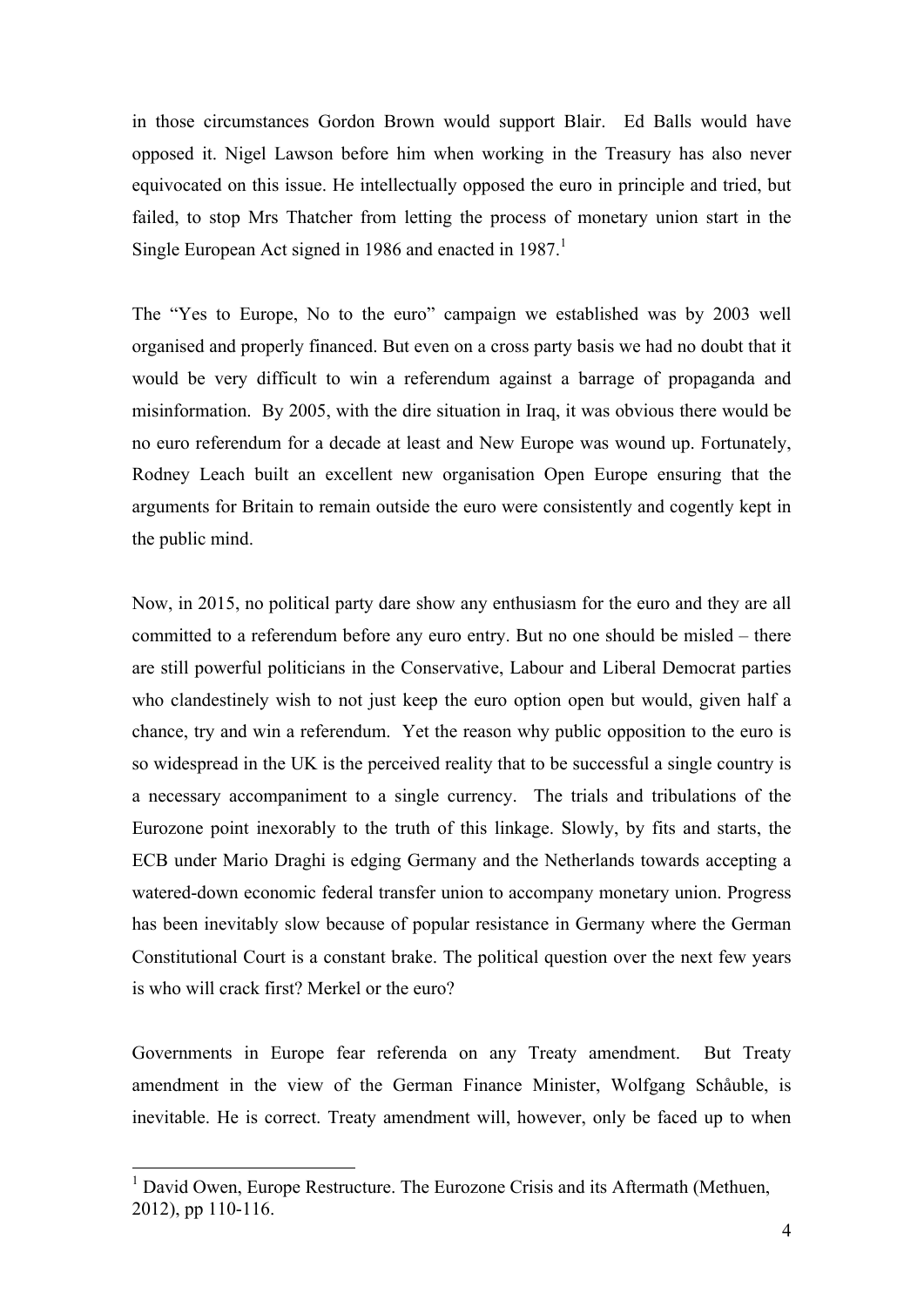in those circumstances Gordon Brown would support Blair. Ed Balls would have opposed it. Nigel Lawson before him when working in the Treasury has also never equivocated on this issue. He intellectually opposed the euro in principle and tried, but failed, to stop Mrs Thatcher from letting the process of monetary union start in the Single European Act signed in 1986 and enacted in 1987.[1]

The "Yes to Europe, No to the euro" campaign we established was by 2003 well organised and properly financed. But even on a cross party basis we had no doubt that it would be very difficult to win a referendum against a barrage of propaganda and misinformation. By 2005, with the dire situation in Iraq, it was obvious there would be no euro referendum for a decade at least and New Europe was wound up. Fortunately, Rodney Leach built an excellent new organisation Open Europe ensuring that the arguments for Britain to remain outside the euro were consistently and cogently kept in the public mind.

Now, in 2015, no political party dare show any enthusiasm for the euro and they are all committed to a referendum before any euro entry. But no one should be misled – there are still powerful politicians in the Conservative, Labour and Liberal Democrat parties who clandestinely wish to not just keep the euro option open but would, given half a chance, try and win a referendum. Yet the reason why public opposition to the euro is so widespread in the UK is the perceived reality that to be successful a single country is a necessary accompaniment to a single currency. The trials and tribulations of the Eurozone point inexorably to the truth of this linkage. Slowly, by fits and starts, the ECB under Mario Draghi is edging Germany and the Netherlands towards accepting a watered-down economic federal transfer union to accompany monetary union. Progress has been inevitably slow because of popular resistance in Germany where the German Constitutional Court is a constant brake. The political question over the next few years is who will crack first? Merkel or the euro?

Governments in Europe fear referenda on any Treaty amendment. But Treaty amendment in the view of the German Finance Minister, Wolfgang Schåuble, is inevitable. He is correct. Treaty amendment will, however, only be faced up to when

[1] David Owen, Europe Restructure. The Eurozone Crisis and its Aftermath (Methuen, 2012), pp 110-116.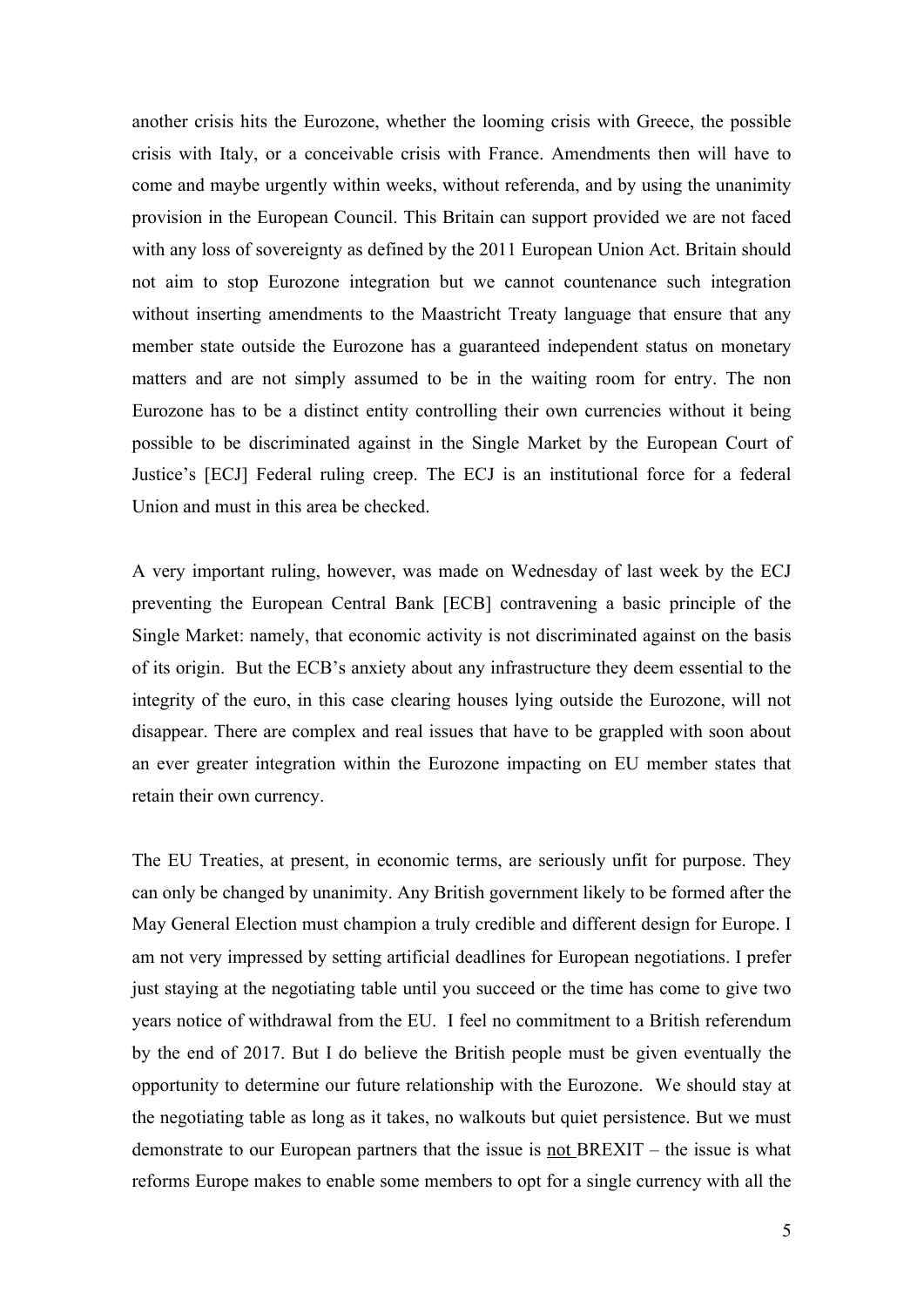another crisis hits the Eurozone, whether the looming crisis with Greece, the possible crisis with Italy, or a conceivable crisis with France. Amendments then will have to come and maybe urgently within weeks, without referenda, and by using the unanimity provision in the European Council. This Britain can support provided we are not faced with any loss of sovereignty as defined by the 2011 European Union Act. Britain should not aim to stop Eurozone integration but we cannot countenance such integration without inserting amendments to the Maastricht Treaty language that ensure that any member state outside the Eurozone has a guaranteed independent status on monetary matters and are not simply assumed to be in the waiting room for entry. The non Eurozone has to be a distinct entity controlling their own currencies without it being possible to be discriminated against in the Single Market by the European Court of Justice's [ECJ] Federal ruling creep. The ECJ is an institutional force for a federal Union and must in this area be checked.

A very important ruling, however, was made on Wednesday of last week by the ECJ preventing the European Central Bank [ECB] contravening a basic principle of the Single Market: namely, that economic activity is not discriminated against on the basis of its origin. But the ECB's anxiety about any infrastructure they deem essential to the integrity of the euro, in this case clearing houses lying outside the Eurozone, will not disappear. There are complex and real issues that have to be grappled with soon about an ever greater integration within the Eurozone impacting on EU member states that retain their own currency.

The EU Treaties, at present, in economic terms, are seriously unfit for purpose. They can only be changed by unanimity. Any British government likely to be formed after the May General Election must champion a truly credible and different design for Europe. I am not very impressed by setting artificial deadlines for European negotiations. I prefer just staying at the negotiating table until you succeed or the time has come to give two years notice of withdrawal from the EU. I feel no commitment to a British referendum by the end of 2017. But I do believe the British people must be given eventually the opportunity to determine our future relationship with the Eurozone. We should stay at the negotiating table as long as it takes, no walkouts but quiet persistence. But we must demonstrate to our European partners that the issue is <u>not</u> BREXIT – the issue is what reforms Europe makes to enable some members to opt for a single currency with all the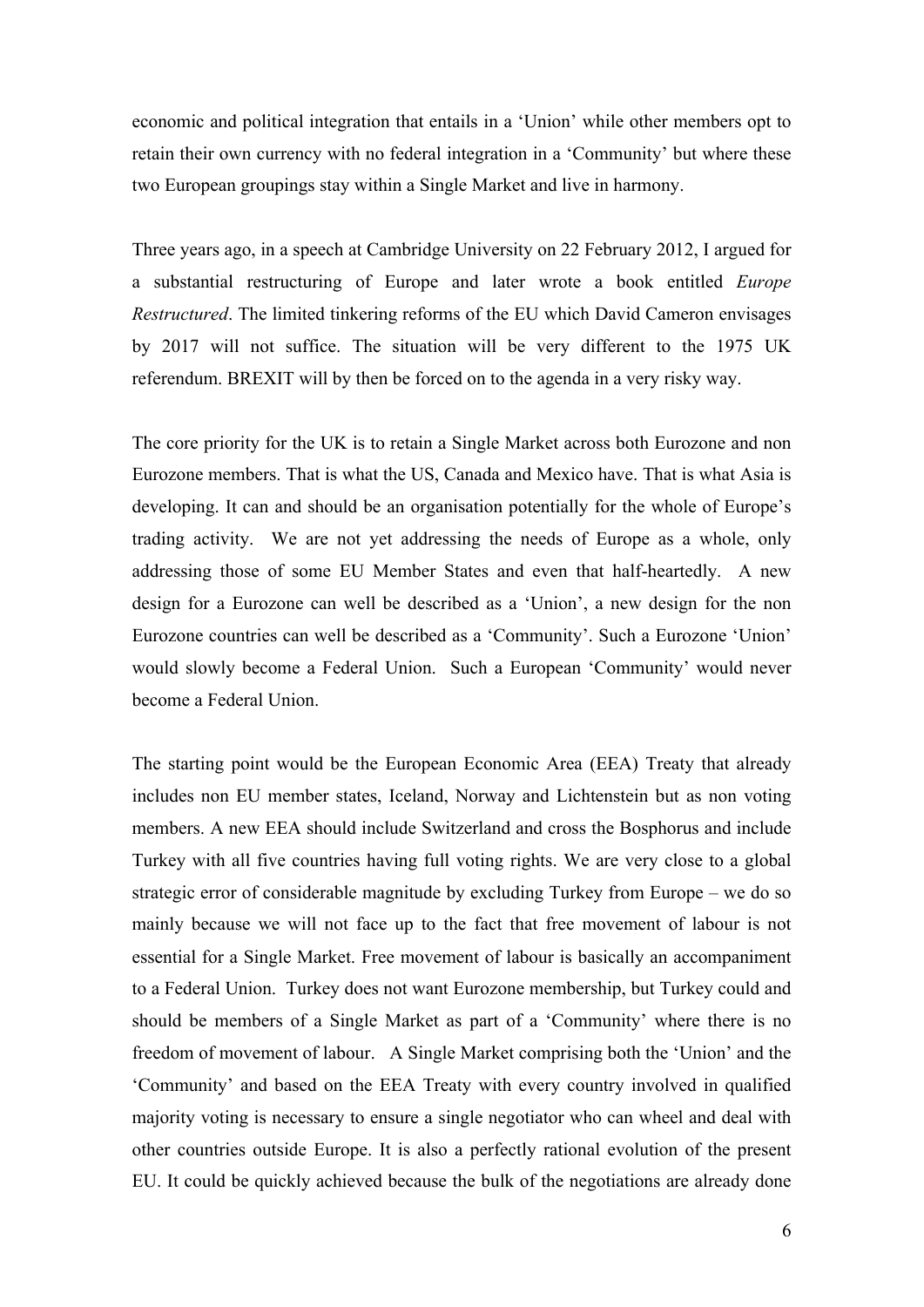economic and political integration that entails in a 'Union' while other members opt to retain their own currency with no federal integration in a 'Community' but where these two European groupings stay within a Single Market and live in harmony.

Three years ago, in a speech at Cambridge University on 22 February 2012, I argued for a substantial restructuring of Europe and later wrote a book entitled *Europe Restructured*. The limited tinkering reforms of the EU which David Cameron envisages by 2017 will not suffice. The situation will be very different to the 1975 UK referendum. BREXIT will by then be forced on to the agenda in a very risky way.

The core priority for the UK is to retain a Single Market across both Eurozone and non Eurozone members. That is what the US, Canada and Mexico have. That is what Asia is developing. It can and should be an organisation potentially for the whole of Europe's trading activity. We are not yet addressing the needs of Europe as a whole, only addressing those of some EU Member States and even that half-heartedly. A new design for a Eurozone can well be described as a 'Union', a new design for the non Eurozone countries can well be described as a 'Community'. Such a Eurozone 'Union' would slowly become a Federal Union. Such a European 'Community' would never become a Federal Union.

The starting point would be the European Economic Area (EEA) Treaty that already includes non EU member states, Iceland, Norway and Lichtenstein but as non voting members. A new EEA should include Switzerland and cross the Bosphorus and include Turkey with all five countries having full voting rights. We are very close to a global strategic error of considerable magnitude by excluding Turkey from Europe – we do so mainly because we will not face up to the fact that free movement of labour is not essential for a Single Market. Free movement of labour is basically an accompaniment to a Federal Union. Turkey does not want Eurozone membership, but Turkey could and should be members of a Single Market as part of a 'Community' where there is no freedom of movement of labour. A Single Market comprising both the 'Union' and the 'Community' and based on the EEA Treaty with every country involved in qualified majority voting is necessary to ensure a single negotiator who can wheel and deal with other countries outside Europe. It is also a perfectly rational evolution of the present EU. It could be quickly achieved because the bulk of the negotiations are already done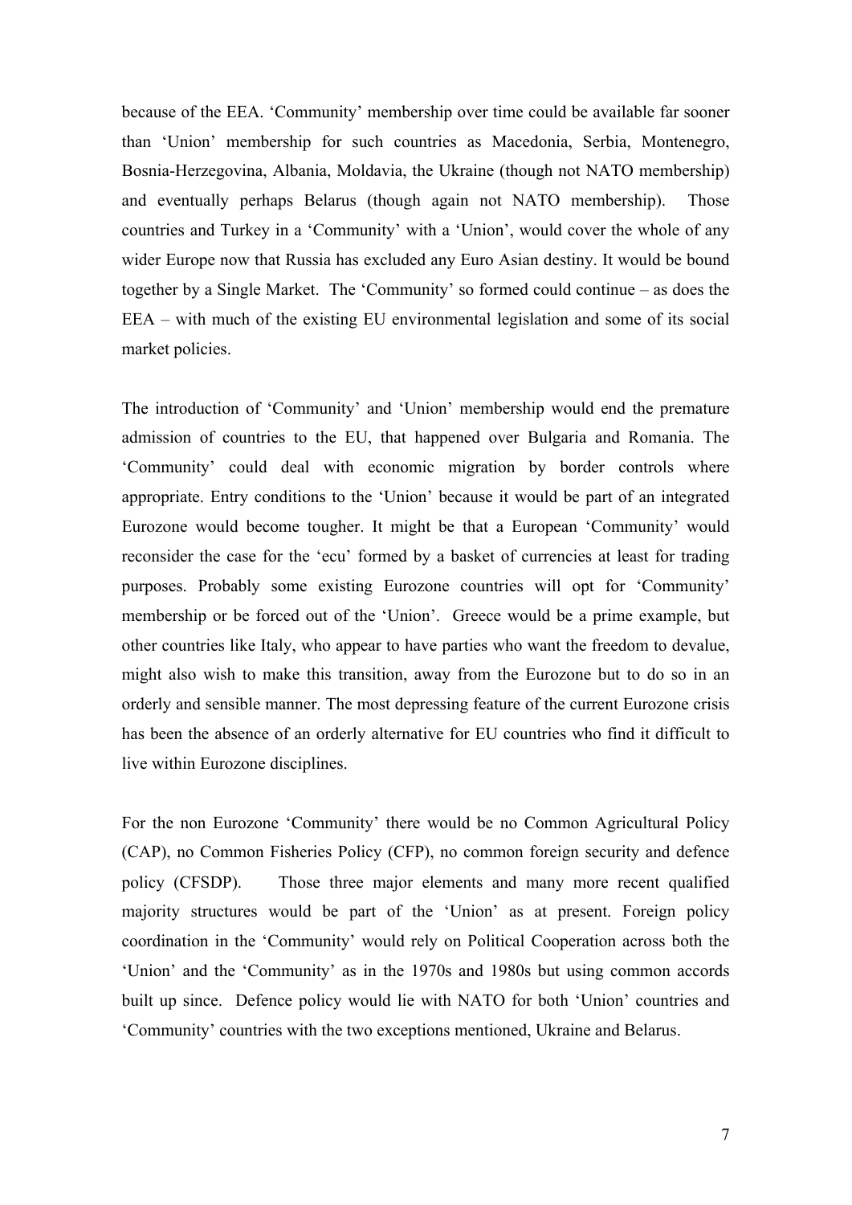because of the EEA. 'Community' membership over time could be available far sooner than 'Union' membership for such countries as Macedonia, Serbia, Montenegro, Bosnia-Herzegovina, Albania, Moldavia, the Ukraine (though not NATO membership) and eventually perhaps Belarus (though again not NATO membership). Those countries and Turkey in a 'Community' with a 'Union', would cover the whole of any wider Europe now that Russia has excluded any Euro Asian destiny. It would be bound together by a Single Market. The 'Community' so formed could continue – as does the EEA – with much of the existing EU environmental legislation and some of its social market policies.

The introduction of 'Community' and 'Union' membership would end the premature admission of countries to the EU, that happened over Bulgaria and Romania. The 'Community' could deal with economic migration by border controls where appropriate. Entry conditions to the 'Union' because it would be part of an integrated Eurozone would become tougher. It might be that a European 'Community' would reconsider the case for the 'ecu' formed by a basket of currencies at least for trading purposes. Probably some existing Eurozone countries will opt for 'Community' membership or be forced out of the 'Union'. Greece would be a prime example, but other countries like Italy, who appear to have parties who want the freedom to devalue, might also wish to make this transition, away from the Eurozone but to do so in an orderly and sensible manner. The most depressing feature of the current Eurozone crisis has been the absence of an orderly alternative for EU countries who find it difficult to live within Eurozone disciplines.

For the non Eurozone 'Community' there would be no Common Agricultural Policy (CAP), no Common Fisheries Policy (CFP), no common foreign security and defence policy (CFSDP). Those three major elements and many more recent qualified majority structures would be part of the 'Union' as at present. Foreign policy coordination in the 'Community' would rely on Political Cooperation across both the 'Union' and the 'Community' as in the 1970s and 1980s but using common accords built up since. Defence policy would lie with NATO for both 'Union' countries and 'Community' countries with the two exceptions mentioned, Ukraine and Belarus.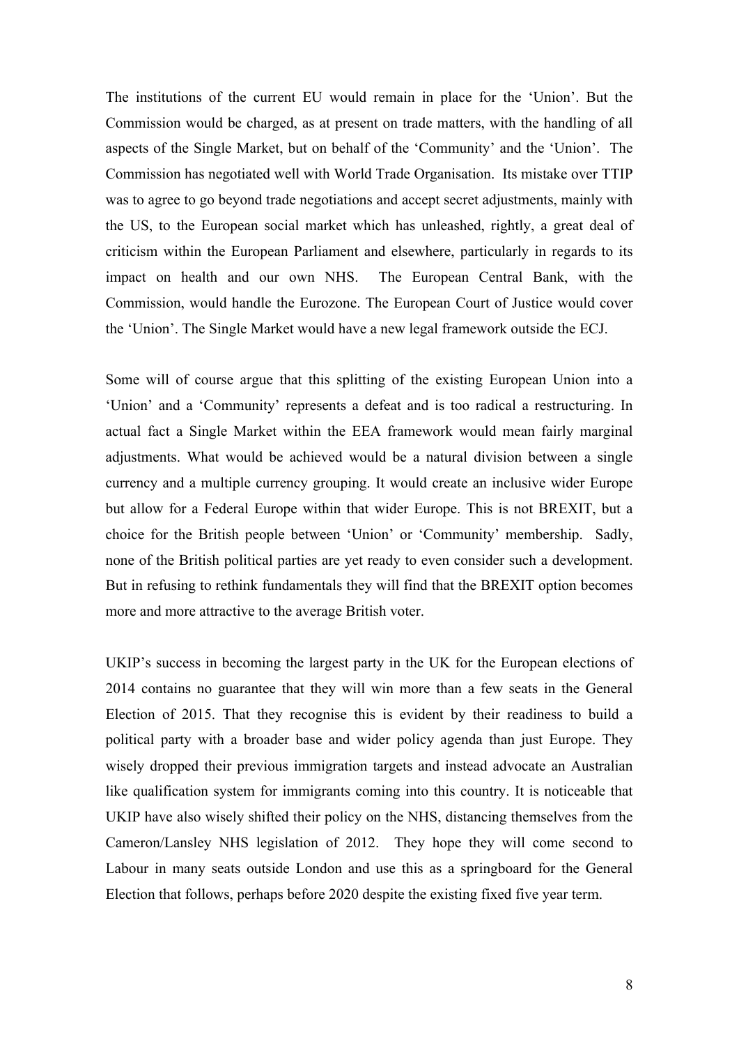The institutions of the current EU would remain in place for the 'Union'. But the Commission would be charged, as at present on trade matters, with the handling of all aspects of the Single Market, but on behalf of the 'Community' and the 'Union'. The Commission has negotiated well with World Trade Organisation. Its mistake over TTIP was to agree to go beyond trade negotiations and accept secret adjustments, mainly with the US, to the European social market which has unleashed, rightly, a great deal of criticism within the European Parliament and elsewhere, particularly in regards to its impact on health and our own NHS. The European Central Bank, with the Commission, would handle the Eurozone. The European Court of Justice would cover the 'Union'. The Single Market would have a new legal framework outside the ECJ.

Some will of course argue that this splitting of the existing European Union into a 'Union' and a 'Community' represents a defeat and is too radical a restructuring. In actual fact a Single Market within the EEA framework would mean fairly marginal adjustments. What would be achieved would be a natural division between a single currency and a multiple currency grouping. It would create an inclusive wider Europe but allow for a Federal Europe within that wider Europe. This is not BREXIT, but a choice for the British people between 'Union' or 'Community' membership. Sadly, none of the British political parties are yet ready to even consider such a development. But in refusing to rethink fundamentals they will find that the BREXIT option becomes more and more attractive to the average British voter.

UKIP's success in becoming the largest party in the UK for the European elections of 2014 contains no guarantee that they will win more than a few seats in the General Election of 2015. That they recognise this is evident by their readiness to build a political party with a broader base and wider policy agenda than just Europe. They wisely dropped their previous immigration targets and instead advocate an Australian like qualification system for immigrants coming into this country. It is noticeable that UKIP have also wisely shifted their policy on the NHS, distancing themselves from the Cameron/Lansley NHS legislation of 2012. They hope they will come second to Labour in many seats outside London and use this as a springboard for the General Election that follows, perhaps before 2020 despite the existing fixed five year term.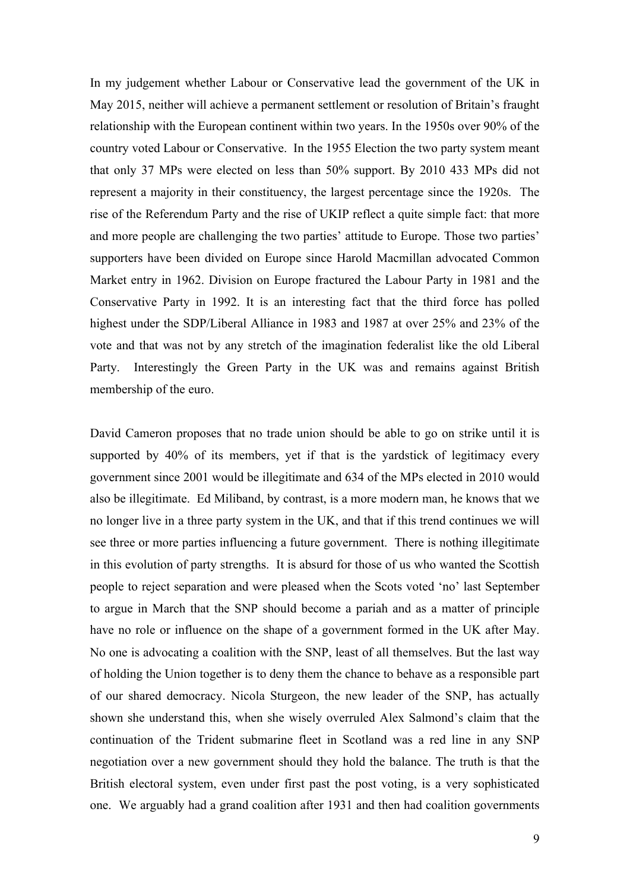In my judgement whether Labour or Conservative lead the government of the UK in May 2015, neither will achieve a permanent settlement or resolution of Britain's fraught relationship with the European continent within two years. In the 1950s over 90% of the country voted Labour or Conservative. In the 1955 Election the two party system meant that only 37 MPs were elected on less than 50% support. By 2010 433 MPs did not represent a majority in their constituency, the largest percentage since the 1920s. The rise of the Referendum Party and the rise of UKIP reflect a quite simple fact: that more and more people are challenging the two parties' attitude to Europe. Those two parties' supporters have been divided on Europe since Harold Macmillan advocated Common Market entry in 1962. Division on Europe fractured the Labour Party in 1981 and the Conservative Party in 1992. It is an interesting fact that the third force has polled highest under the SDP/Liberal Alliance in 1983 and 1987 at over 25% and 23% of the vote and that was not by any stretch of the imagination federalist like the old Liberal Party. Interestingly the Green Party in the UK was and remains against British membership of the euro.

David Cameron proposes that no trade union should be able to go on strike until it is supported by 40% of its members, yet if that is the yardstick of legitimacy every government since 2001 would be illegitimate and 634 of the MPs elected in 2010 would also be illegitimate. Ed Miliband, by contrast, is a more modern man, he knows that we no longer live in a three party system in the UK, and that if this trend continues we will see three or more parties influencing a future government. There is nothing illegitimate in this evolution of party strengths. It is absurd for those of us who wanted the Scottish people to reject separation and were pleased when the Scots voted 'no' last September to argue in March that the SNP should become a pariah and as a matter of principle have no role or influence on the shape of a government formed in the UK after May. No one is advocating a coalition with the SNP, least of all themselves. But the last way of holding the Union together is to deny them the chance to behave as a responsible part of our shared democracy. Nicola Sturgeon, the new leader of the SNP, has actually shown she understand this, when she wisely overruled Alex Salmond's claim that the continuation of the Trident submarine fleet in Scotland was a red line in any SNP negotiation over a new government should they hold the balance. The truth is that the British electoral system, even under first past the post voting, is a very sophisticated one. We arguably had a grand coalition after 1931 and then had coalition governments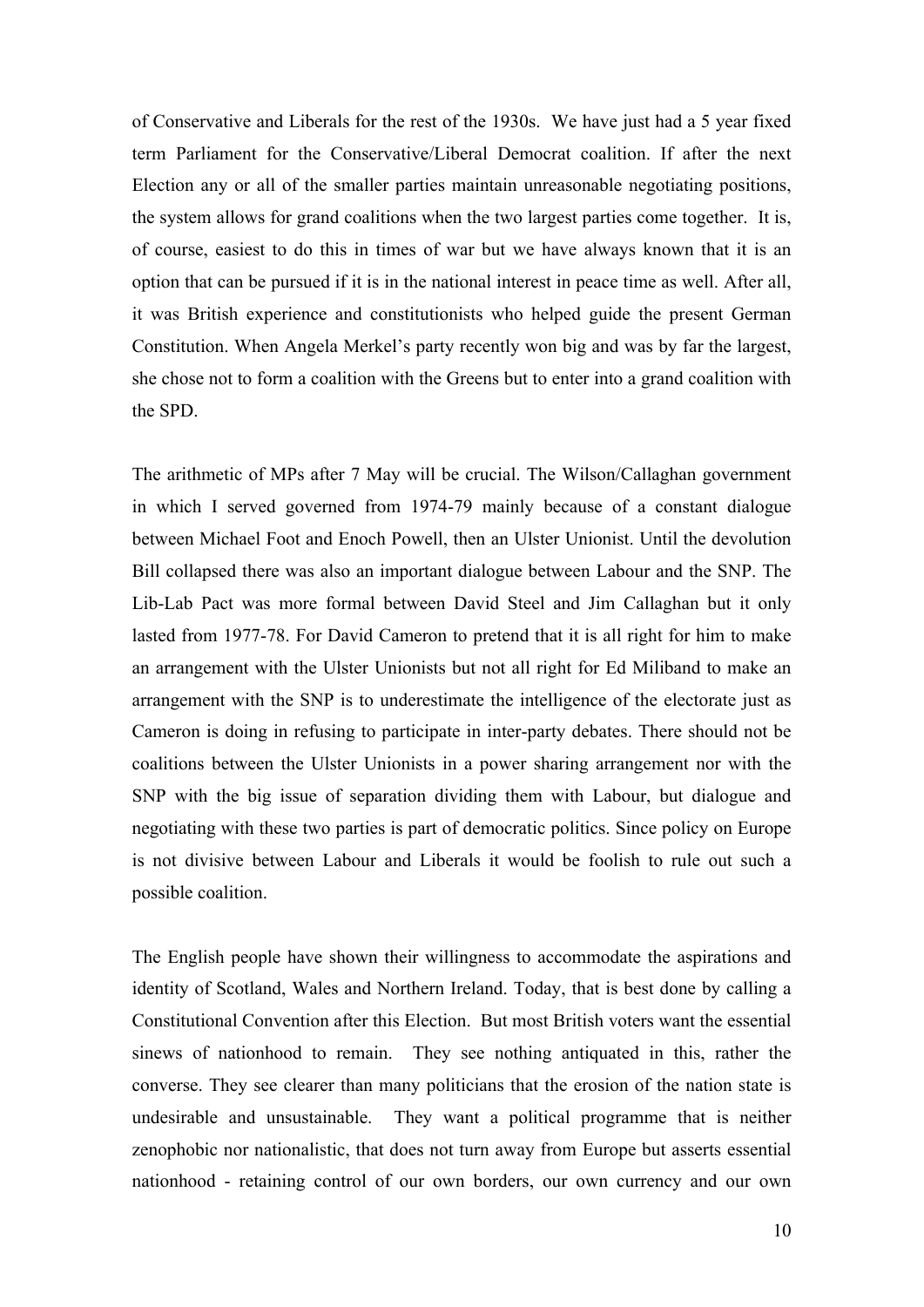of Conservative and Liberals for the rest of the 1930s. We have just had a 5 year fixed term Parliament for the Conservative/Liberal Democrat coalition. If after the next Election any or all of the smaller parties maintain unreasonable negotiating positions, the system allows for grand coalitions when the two largest parties come together. It is, of course, easiest to do this in times of war but we have always known that it is an option that can be pursued if it is in the national interest in peace time as well. After all, it was British experience and constitutionists who helped guide the present German Constitution. When Angela Merkel's party recently won big and was by far the largest, she chose not to form a coalition with the Greens but to enter into a grand coalition with the SPD.

The arithmetic of MPs after 7 May will be crucial. The Wilson/Callaghan government in which I served governed from 1974-79 mainly because of a constant dialogue between Michael Foot and Enoch Powell, then an Ulster Unionist. Until the devolution Bill collapsed there was also an important dialogue between Labour and the SNP. The Lib-Lab Pact was more formal between David Steel and Jim Callaghan but it only lasted from 1977-78. For David Cameron to pretend that it is all right for him to make an arrangement with the Ulster Unionists but not all right for Ed Miliband to make an arrangement with the SNP is to underestimate the intelligence of the electorate just as Cameron is doing in refusing to participate in inter-party debates. There should not be coalitions between the Ulster Unionists in a power sharing arrangement nor with the SNP with the big issue of separation dividing them with Labour, but dialogue and negotiating with these two parties is part of democratic politics. Since policy on Europe is not divisive between Labour and Liberals it would be foolish to rule out such a possible coalition.

The English people have shown their willingness to accommodate the aspirations and identity of Scotland, Wales and Northern Ireland. Today, that is best done by calling a Constitutional Convention after this Election. But most British voters want the essential sinews of nationhood to remain. They see nothing antiquated in this, rather the converse. They see clearer than many politicians that the erosion of the nation state is undesirable and unsustainable. They want a political programme that is neither zenophobic nor nationalistic, that does not turn away from Europe but asserts essential nationhood - retaining control of our own borders, our own currency and our own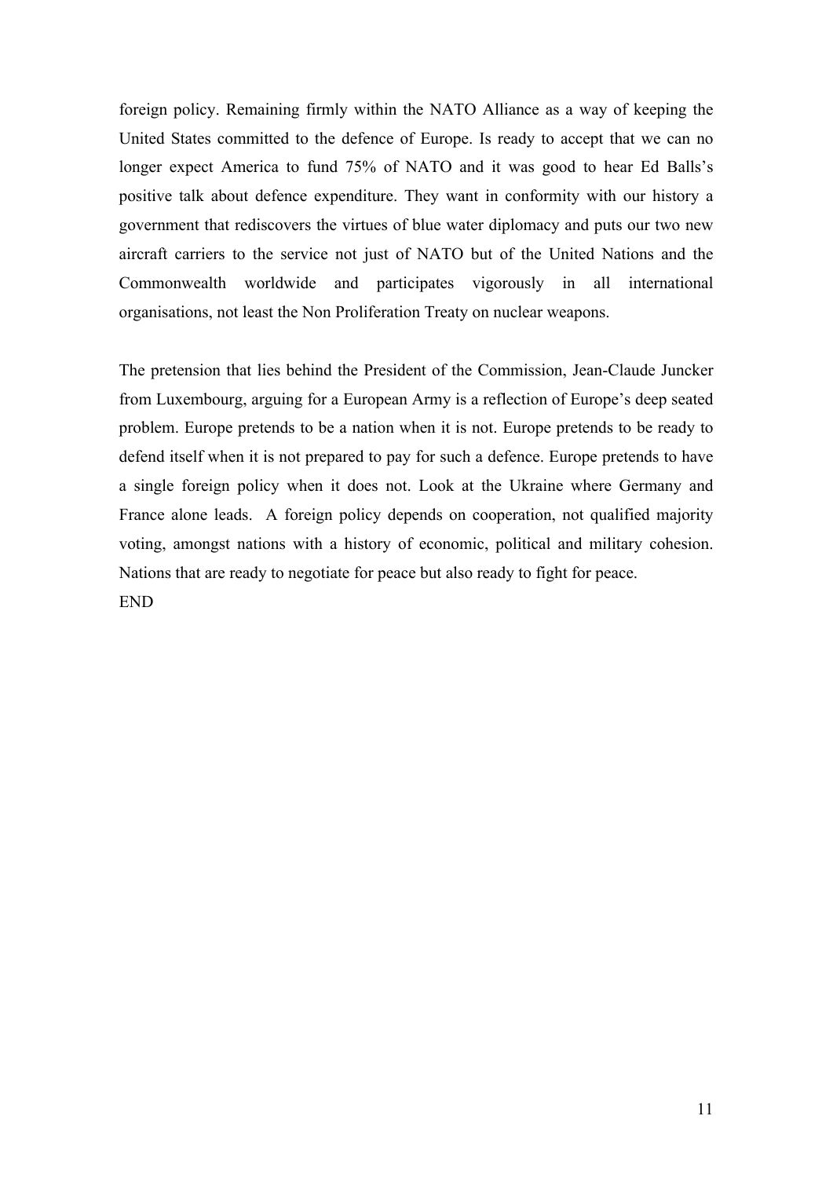foreign policy. Remaining firmly within the NATO Alliance as a way of keeping the United States committed to the defence of Europe. Is ready to accept that we can no longer expect America to fund 75% of NATO and it was good to hear Ed Balls's positive talk about defence expenditure. They want in conformity with our history a government that rediscovers the virtues of blue water diplomacy and puts our two new aircraft carriers to the service not just of NATO but of the United Nations and the Commonwealth worldwide and participates vigorously in all international organisations, not least the Non Proliferation Treaty on nuclear weapons.

The pretension that lies behind the President of the Commission, Jean-Claude Juncker from Luxembourg, arguing for a European Army is a reflection of Europe's deep seated problem. Europe pretends to be a nation when it is not. Europe pretends to be ready to defend itself when it is not prepared to pay for such a defence. Europe pretends to have a single foreign policy when it does not. Look at the Ukraine where Germany and France alone leads. A foreign policy depends on cooperation, not qualified majority voting, amongst nations with a history of economic, political and military cohesion. Nations that are ready to negotiate for peace but also ready to fight for peace.

END